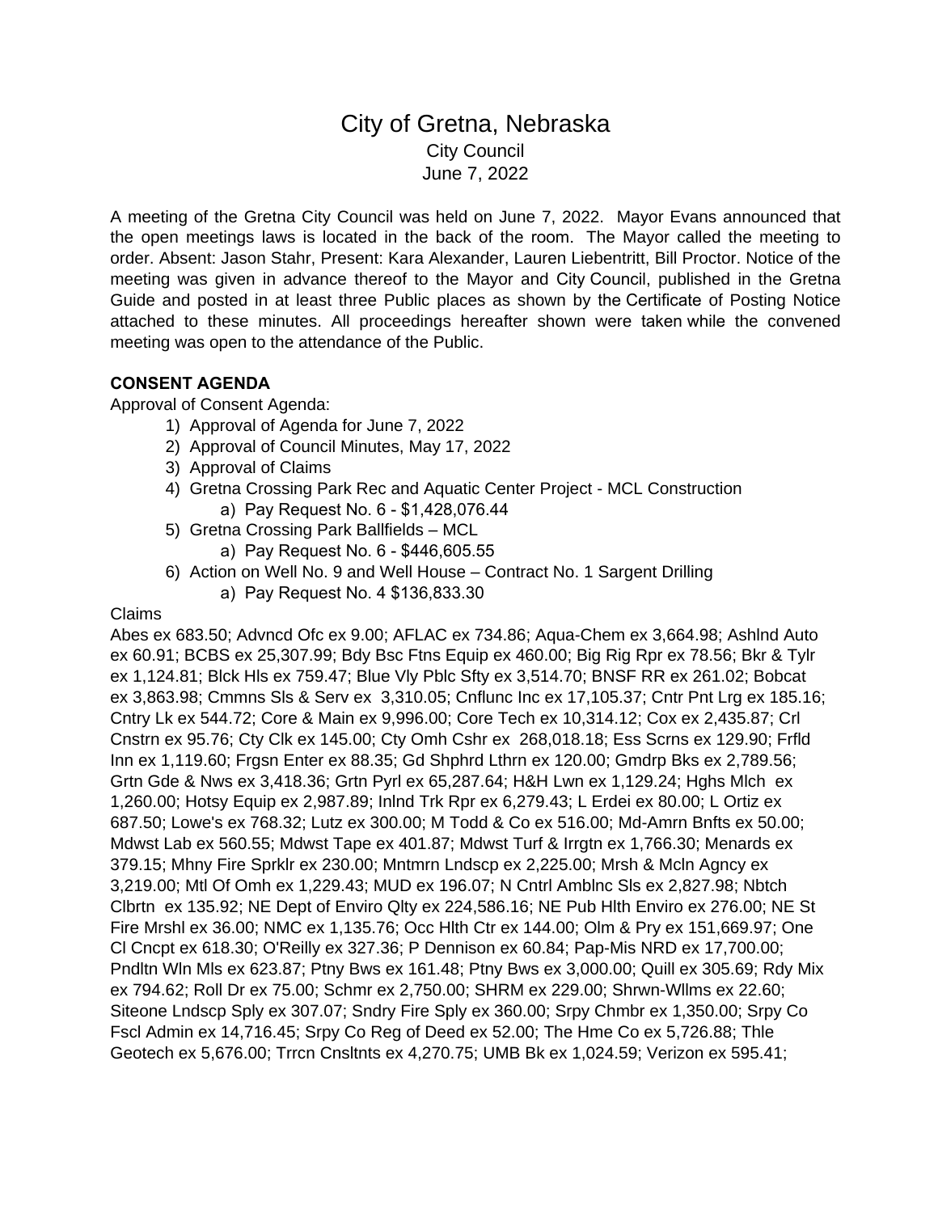# City of Gretna, Nebraska

City Council

June 7, 2022

A meeting of the Gretna City Council was held on June 7, 2022. Mayor Evans announced that the open meetings laws is located in the back of the room. The Mayor called the meeting to order. Absent: Jason Stahr, Present: Kara Alexander, Lauren Liebentritt, Bill Proctor. Notice of the meeting was given in advance thereof to the Mayor and City Council, published in the Gretna Guide and posted in at least three Public places as shown by the Certificate of Posting Notice attached to these minutes. All proceedings hereafter shown were taken while the convened meeting was open to the attendance of the Public.

**CONSENT AGENDA**

Approval of Consent Agenda:

1) Approval of Agenda for June 7, 2022
2) Approval of Council Minutes, May 17, 2022
3) Approval of Claims
4) Gretna Crossing Park Rec and Aquatic Center Project - MCL Construction
   a) Pay Request No. 6 - $1,428,076.44
5) Gretna Crossing Park Ballfields – MCL
   a) Pay Request No. 6 - $446,605.55
6) Action on Well No. 9 and Well House – Contract No. 1 Sargent Drilling
   a) Pay Request No. 4 $136,833.30

Claims

Abes ex 683.50; Advncd Ofc ex 9.00; AFLAC ex 734.86; Aqua-Chem ex 3,664.98; Ashlnd Auto ex 60.91; BCBS ex 25,307.99; Bdy Bsc Ftns Equip ex 460.00; Big Rig Rpr ex 78.56; Bkr & Tylr ex 1,124.81; Blck Hls ex 759.47; Blue Vly Pblc Sfty ex 3,514.70; BNSF RR ex 261.02; Bobcat ex 3,863.98; Cmmns Sls & Serv ex 3,310.05; Cnflunc Inc ex 17,105.37; Cntr Pnt Lrg ex 185.16; Cntry Lk ex 544.72; Core & Main ex 9,996.00; Core Tech ex 10,314.12; Cox ex 2,435.87; Crl Cnstrn ex 95.76; Cty Clk ex 145.00; Cty Omh Cshr ex 268,018.18; Ess Scrns ex 129.90; Frfld Inn ex 1,119.60; Frgsn Enter ex 88.35; Gd Shphrd Lthrn ex 120.00; Gmdrp Bks ex 2,789.56; Grtn Gde & Nws ex 3,418.36; Grtn Pyrl ex 65,287.64; H&H Lwn ex 1,129.24; Hghs Mlch ex 1,260.00; Hotsy Equip ex 2,987.89; Inlnd Trk Rpr ex 6,279.43; L Erdei ex 80.00; L Ortiz ex 687.50; Lowe's ex 768.32; Lutz ex 300.00; M Todd & Co ex 516.00; Md-Amrn Bnfts ex 50.00; Mdwst Lab ex 560.55; Mdwst Tape ex 401.87; Mdwst Turf & Irrgtn ex 1,766.30; Menards ex 379.15; Mhny Fire Sprklr ex 230.00; Mntmrn Lndscp ex 2,225.00; Mrsh & Mcln Agncy ex 3,219.00; Mtl Of Omh ex 1,229.43; MUD ex 196.07; N Cntrl Amblnc Sls ex 2,827.98; Nbtch Clbrtn ex 135.92; NE Dept of Enviro Qlty ex 224,586.16; NE Pub Hlth Enviro ex 276.00; NE St Fire Mrshl ex 36.00; NMC ex 1,135.76; Occ Hlth Ctr ex 144.00; Olm & Pry ex 151,669.97; One Cl Cncpt ex 618.30; O'Reilly ex 327.36; P Dennison ex 60.84; Pap-Mis NRD ex 17,700.00; Pndltn Wln Mls ex 623.87; Ptny Bws ex 161.48; Ptny Bws ex 3,000.00; Quill ex 305.69; Rdy Mix ex 794.62; Roll Dr ex 75.00; Schmr ex 2,750.00; SHRM ex 229.00; Shrwn-Wllms ex 22.60; Siteone Lndscp Sply ex 307.07; Sndry Fire Sply ex 360.00; Srpy Chmbr ex 1,350.00; Srpy Co Fscl Admin ex 14,716.45; Srpy Co Reg of Deed ex 52.00; The Hme Co ex 5,726.88; Thle Geotech ex 5,676.00; Trrcn Cnsltnts ex 4,270.75; UMB Bk ex 1,024.59; Verizon ex 595.41;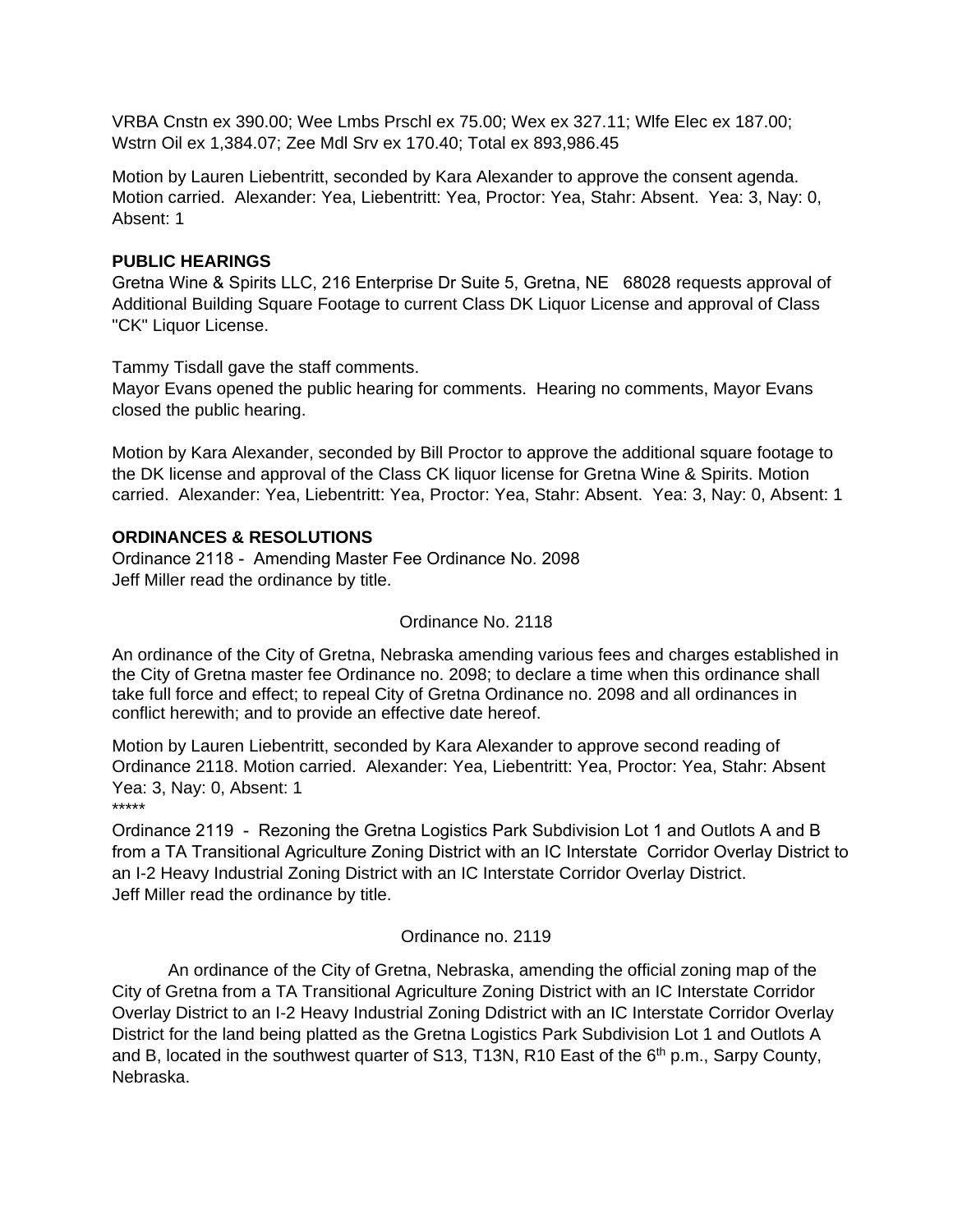VRBA Cnstn ex 390.00; Wee Lmbs Prschl ex 75.00; Wex ex 327.11; Wlfe Elec ex 187.00; Wstrn Oil ex 1,384.07; Zee Mdl Srv ex 170.40; Total ex 893,986.45

Motion by Lauren Liebentritt, seconded by Kara Alexander to approve the consent agenda. Motion carried. Alexander: Yea, Liebentritt: Yea, Proctor: Yea, Stahr: Absent. Yea: 3, Nay: 0, Absent: 1

**PUBLIC HEARINGS**

Gretna Wine & Spirits LLC, 216 Enterprise Dr Suite 5, Gretna, NE 68028 requests approval of Additional Building Square Footage to current Class DK Liquor License and approval of Class "CK" Liquor License.

Tammy Tisdall gave the staff comments.
Mayor Evans opened the public hearing for comments. Hearing no comments, Mayor Evans closed the public hearing.

Motion by Kara Alexander, seconded by Bill Proctor to approve the additional square footage to the DK license and approval of the Class CK liquor license for Gretna Wine & Spirits. Motion carried. Alexander: Yea, Liebentritt: Yea, Proctor: Yea, Stahr: Absent. Yea: 3, Nay: 0, Absent: 1

**ORDINANCES & RESOLUTIONS**

Ordinance 2118 - Amending Master Fee Ordinance No. 2098
Jeff Miller read the ordinance by title.

Ordinance No. 2118

An ordinance of the City of Gretna, Nebraska amending various fees and charges established in the City of Gretna master fee Ordinance no. 2098; to declare a time when this ordinance shall take full force and effect; to repeal City of Gretna Ordinance no. 2098 and all ordinances in conflict herewith; and to provide an effective date hereof.

Motion by Lauren Liebentritt, seconded by Kara Alexander to approve second reading of Ordinance 2118. Motion carried. Alexander: Yea, Liebentritt: Yea, Proctor: Yea, Stahr: Absent Yea: 3, Nay: 0, Absent: 1

*****

Ordinance 2119 - Rezoning the Gretna Logistics Park Subdivision Lot 1 and Outlots A and B from a TA Transitional Agriculture Zoning District with an IC Interstate Corridor Overlay District to an I-2 Heavy Industrial Zoning District with an IC Interstate Corridor Overlay District.
Jeff Miller read the ordinance by title.

Ordinance no. 2119

An ordinance of the City of Gretna, Nebraska, amending the official zoning map of the City of Gretna from a TA Transitional Agriculture Zoning District with an IC Interstate Corridor Overlay District to an I-2 Heavy Industrial Zoning Ddistrict with an IC Interstate Corridor Overlay District for the land being platted as the Gretna Logistics Park Subdivision Lot 1 and Outlots A and B, located in the southwest quarter of S13, T13N, R10 East of the $6^{th}$ p.m., Sarpy County, Nebraska.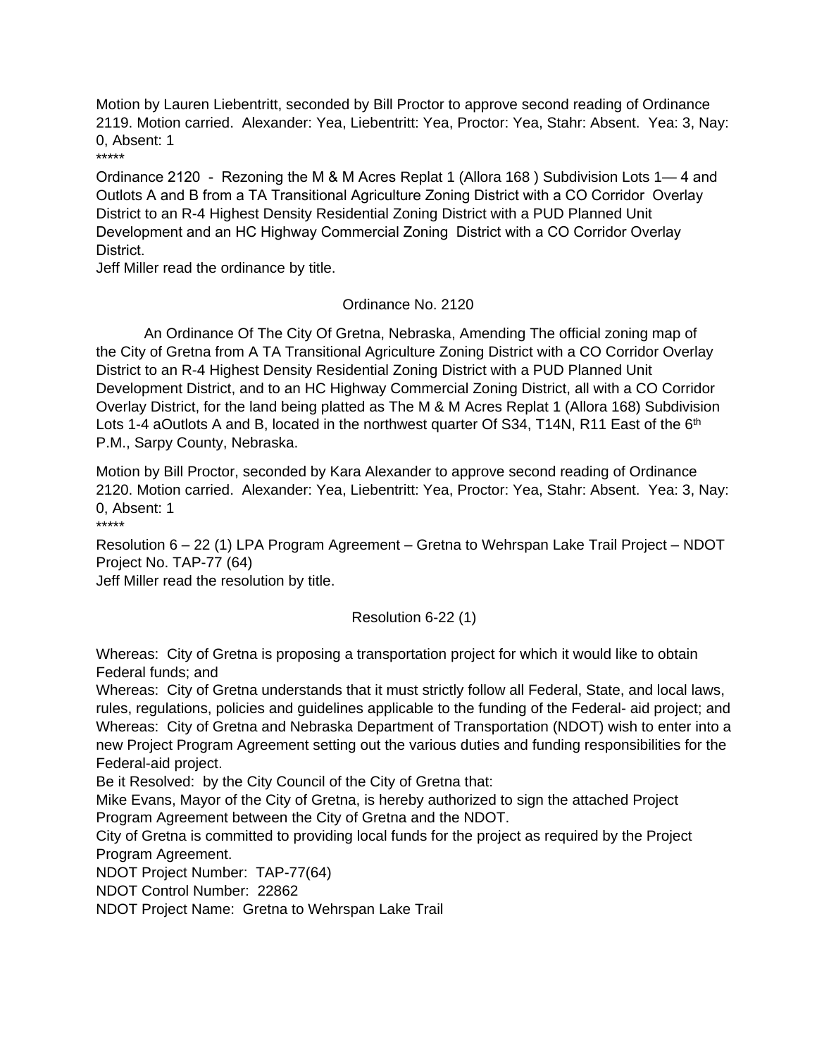Motion by Lauren Liebentritt, seconded by Bill Proctor to approve second reading of Ordinance 2119. Motion carried. Alexander: Yea, Liebentritt: Yea, Proctor: Yea, Stahr: Absent. Yea: 3, Nay: 0, Absent: 1

*****

Ordinance 2120 - Rezoning the M & M Acres Replat 1 (Allora 168 ) Subdivision Lots 1— 4 and Outlots A and B from a TA Transitional Agriculture Zoning District with a CO Corridor Overlay District to an R-4 Highest Density Residential Zoning District with a PUD Planned Unit Development and an HC Highway Commercial Zoning District with a CO Corridor Overlay District.

Jeff Miller read the ordinance by title.

Ordinance No. 2120

An Ordinance Of The City Of Gretna, Nebraska, Amending The official zoning map of the City of Gretna from A TA Transitional Agriculture Zoning District with a CO Corridor Overlay District to an R-4 Highest Density Residential Zoning District with a PUD Planned Unit Development District, and to an HC Highway Commercial Zoning District, all with a CO Corridor Overlay District, for the land being platted as The M & M Acres Replat 1 (Allora 168) Subdivision Lots 1-4 aOutlots A and B, located in the northwest quarter Of S34, T14N, R11 East of the 6th P.M., Sarpy County, Nebraska.

Motion by Bill Proctor, seconded by Kara Alexander to approve second reading of Ordinance 2120. Motion carried. Alexander: Yea, Liebentritt: Yea, Proctor: Yea, Stahr: Absent. Yea: 3, Nay: 0, Absent: 1

*****

Resolution 6 – 22 (1) LPA Program Agreement – Gretna to Wehrspan Lake Trail Project – NDOT Project No. TAP-77 (64)

Jeff Miller read the resolution by title.

Resolution 6-22 (1)

Whereas: City of Gretna is proposing a transportation project for which it would like to obtain Federal funds; and

Whereas: City of Gretna understands that it must strictly follow all Federal, State, and local laws, rules, regulations, policies and guidelines applicable to the funding of the Federal- aid project; and

Whereas: City of Gretna and Nebraska Department of Transportation (NDOT) wish to enter into a new Project Program Agreement setting out the various duties and funding responsibilities for the Federal-aid project.

Be it Resolved: by the City Council of the City of Gretna that:

Mike Evans, Mayor of the City of Gretna, is hereby authorized to sign the attached Project Program Agreement between the City of Gretna and the NDOT.

City of Gretna is committed to providing local funds for the project as required by the Project Program Agreement.

NDOT Project Number: TAP-77(64)

NDOT Control Number: 22862

NDOT Project Name: Gretna to Wehrspan Lake Trail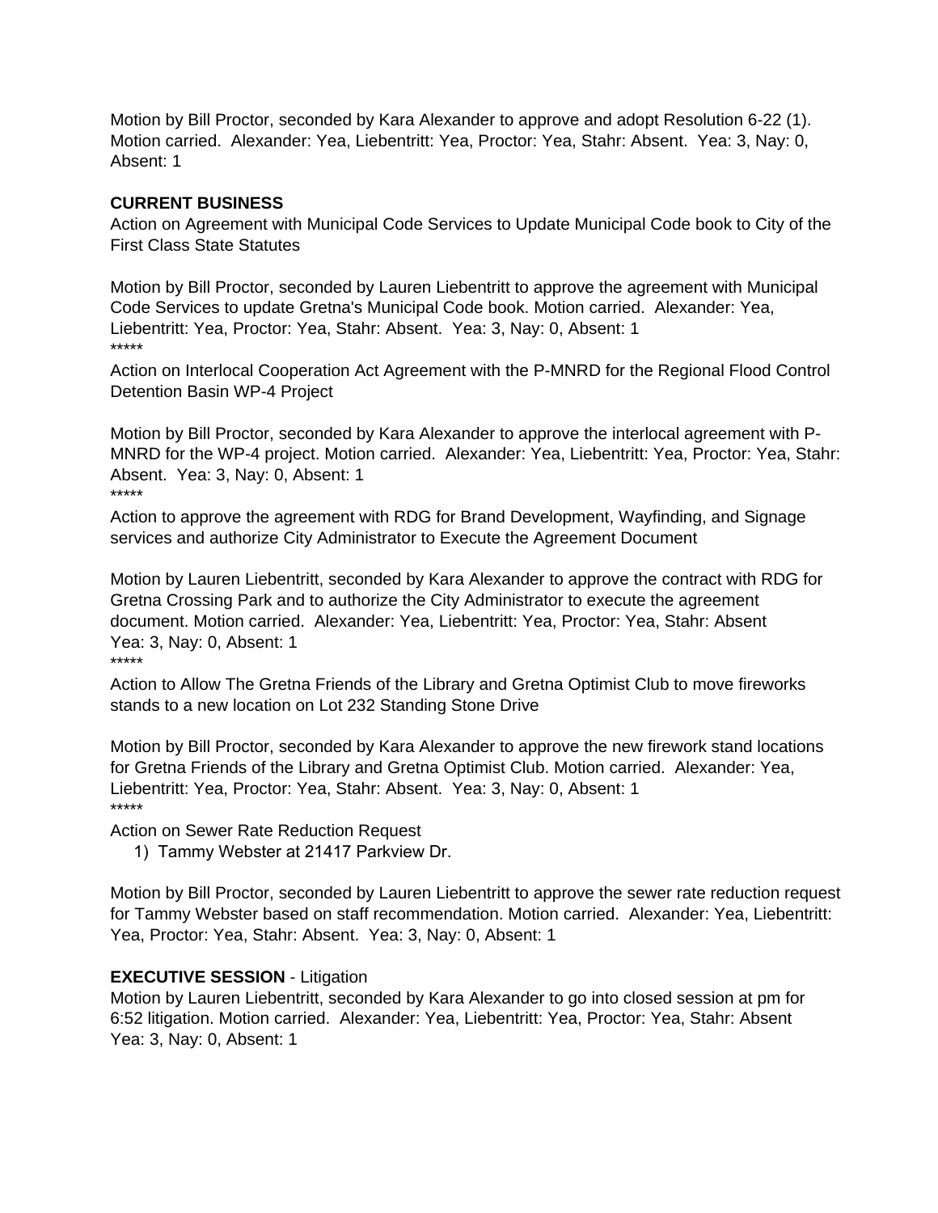Motion by Bill Proctor, seconded by Kara Alexander to approve and adopt Resolution 6-22 (1). Motion carried.  Alexander: Yea, Liebentritt: Yea, Proctor: Yea, Stahr: Absent.  Yea: 3, Nay: 0, Absent: 1

**CURRENT BUSINESS**

Action on Agreement with Municipal Code Services to Update Municipal Code book to City of the First Class State Statutes

Motion by Bill Proctor, seconded by Lauren Liebentritt to approve the agreement with Municipal Code Services to update Gretna's Municipal Code book. Motion carried.  Alexander: Yea, Liebentritt: Yea, Proctor: Yea, Stahr: Absent.  Yea: 3, Nay: 0, Absent: 1

*****

Action on Interlocal Cooperation Act Agreement with the P-MNRD for the Regional Flood Control Detention Basin WP-4 Project

Motion by Bill Proctor, seconded by Kara Alexander to approve the interlocal agreement with P-MNRD for the WP-4 project. Motion carried.  Alexander: Yea, Liebentritt: Yea, Proctor: Yea, Stahr: Absent.  Yea: 3, Nay: 0, Absent: 1

*****

Action to approve the agreement with RDG for Brand Development, Wayfinding, and Signage services and authorize City Administrator to Execute the Agreement Document

Motion by Lauren Liebentritt, seconded by Kara Alexander to approve the contract with RDG for Gretna Crossing Park and to authorize the City Administrator to execute the agreement document. Motion carried.  Alexander: Yea, Liebentritt: Yea, Proctor: Yea, Stahr: Absent
Yea: 3, Nay: 0, Absent: 1

*****

Action to Allow The Gretna Friends of the Library and Gretna Optimist Club to move fireworks stands to a new location on Lot 232 Standing Stone Drive

Motion by Bill Proctor, seconded by Kara Alexander to approve the new firework stand locations for Gretna Friends of the Library and Gretna Optimist Club. Motion carried.  Alexander: Yea, Liebentritt: Yea, Proctor: Yea, Stahr: Absent.  Yea: 3, Nay: 0, Absent: 1

*****

Action on Sewer Rate Reduction Request

1) Tammy Webster at 21417 Parkview Dr.

Motion by Bill Proctor, seconded by Lauren Liebentritt to approve the sewer rate reduction request for Tammy Webster based on staff recommendation. Motion carried.  Alexander: Yea, Liebentritt: Yea, Proctor: Yea, Stahr: Absent.  Yea: 3, Nay: 0, Absent: 1

**EXECUTIVE SESSION** - Litigation

Motion by Lauren Liebentritt, seconded by Kara Alexander to go into closed session at pm for 6:52 litigation. Motion carried.  Alexander: Yea, Liebentritt: Yea, Proctor: Yea, Stahr: Absent
Yea: 3, Nay: 0, Absent: 1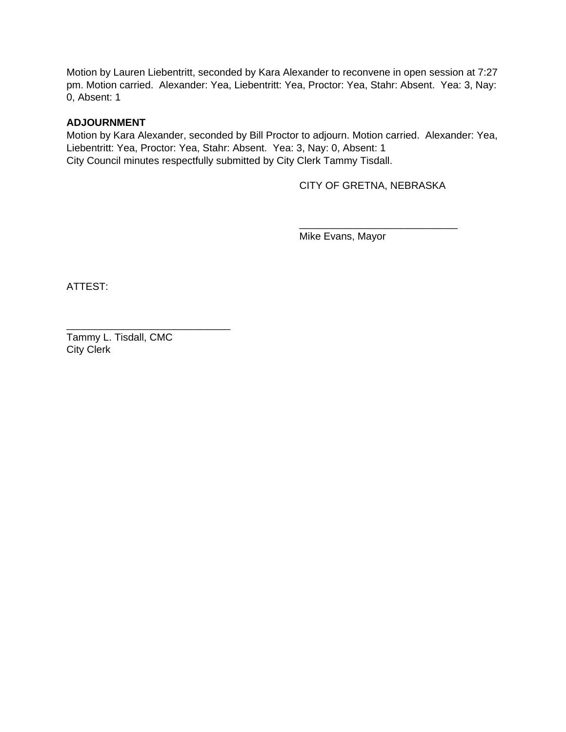Motion by Lauren Liebentritt, seconded by Kara Alexander to reconvene in open session at 7:27 pm. Motion carried. Alexander: Yea, Liebentritt: Yea, Proctor: Yea, Stahr: Absent. Yea: 3, Nay: 0, Absent: 1

**ADJOURNMENT**

Motion by Kara Alexander, seconded by Bill Proctor to adjourn. Motion carried. Alexander: Yea, Liebentritt: Yea, Proctor: Yea, Stahr: Absent. Yea: 3, Nay: 0, Absent: 1
City Council minutes respectfully submitted by City Clerk Tammy Tisdall.

CITY OF GRETNA, NEBRASKA

____________________________
Mike Evans, Mayor

ATTEST:

_____________________________
Tammy L. Tisdall, CMC
City Clerk